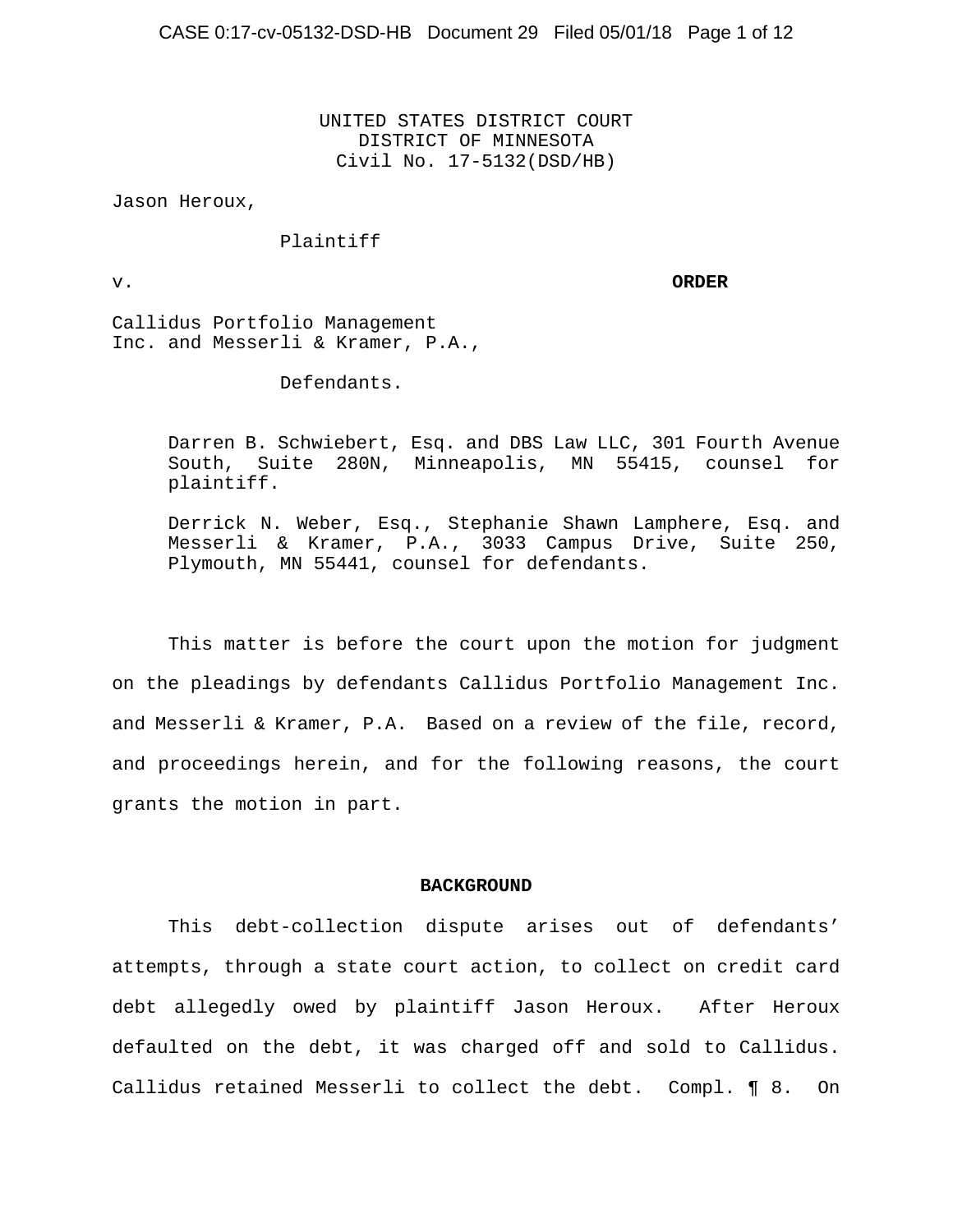UNITED STATES DISTRICT COURT
DISTRICT OF MINNESOTA
Civil No. 17-5132(DSD/HB)

Jason Heroux,

Plaintiff

v. **ORDER**

Callidus Portfolio Management Inc. and Messerli & Kramer, P.A.,

Defendants.

Darren B. Schwiebert, Esq. and DBS Law LLC, 301 Fourth Avenue South, Suite 280N, Minneapolis, MN 55415, counsel for plaintiff.

Derrick N. Weber, Esq., Stephanie Shawn Lamphere, Esq. and Messerli & Kramer, P.A., 3033 Campus Drive, Suite 250, Plymouth, MN 55441, counsel for defendants.

This matter is before the court upon the motion for judgment on the pleadings by defendants Callidus Portfolio Management Inc. and Messerli & Kramer, P.A. Based on a review of the file, record, and proceedings herein, and for the following reasons, the court grants the motion in part.

## BACKGROUND

This debt-collection dispute arises out of defendants' attempts, through a state court action, to collect on credit card debt allegedly owed by plaintiff Jason Heroux. After Heroux defaulted on the debt, it was charged off and sold to Callidus. Callidus retained Messerli to collect the debt. Compl. ¶ 8. On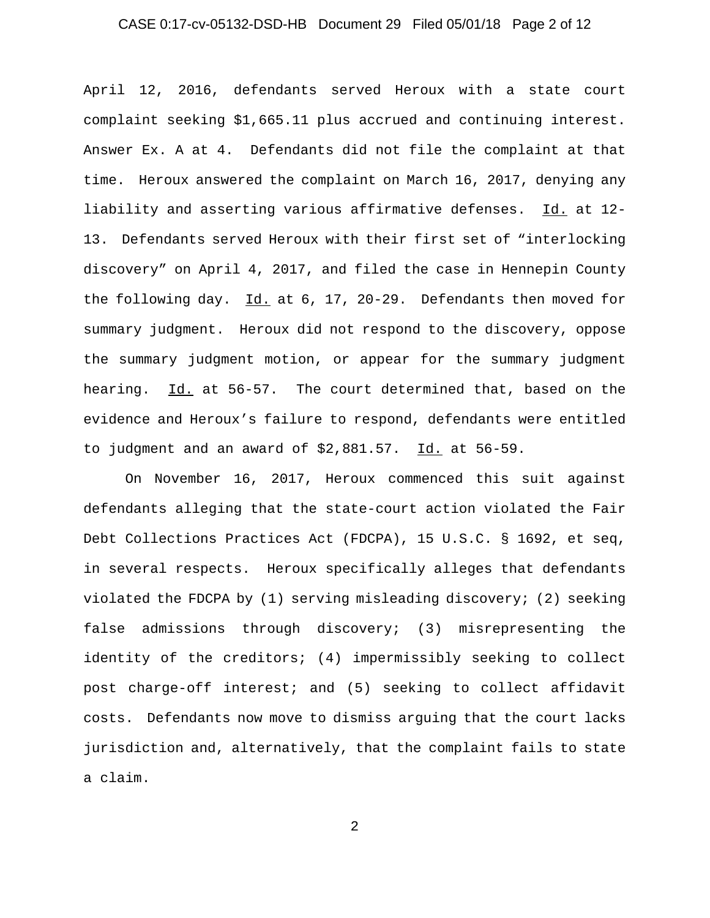April 12, 2016, defendants served Heroux with a state court complaint seeking $1,665.11 plus accrued and continuing interest. Answer Ex. A at 4. Defendants did not file the complaint at that time. Heroux answered the complaint on March 16, 2017, denying any liability and asserting various affirmative defenses. Id. at 12-13. Defendants served Heroux with their first set of "interlocking discovery" on April 4, 2017, and filed the case in Hennepin County the following day. Id. at 6, 17, 20-29. Defendants then moved for summary judgment. Heroux did not respond to the discovery, oppose the summary judgment motion, or appear for the summary judgment hearing. Id. at 56-57. The court determined that, based on the evidence and Heroux's failure to respond, defendants were entitled to judgment and an award of $2,881.57. Id. at 56-59.

On November 16, 2017, Heroux commenced this suit against defendants alleging that the state-court action violated the Fair Debt Collections Practices Act (FDCPA), 15 U.S.C. § 1692, et seq, in several respects. Heroux specifically alleges that defendants violated the FDCPA by (1) serving misleading discovery; (2) seeking false admissions through discovery; (3) misrepresenting the identity of the creditors; (4) impermissibly seeking to collect post charge-off interest; and (5) seeking to collect affidavit costs. Defendants now move to dismiss arguing that the court lacks jurisdiction and, alternatively, that the complaint fails to state a claim.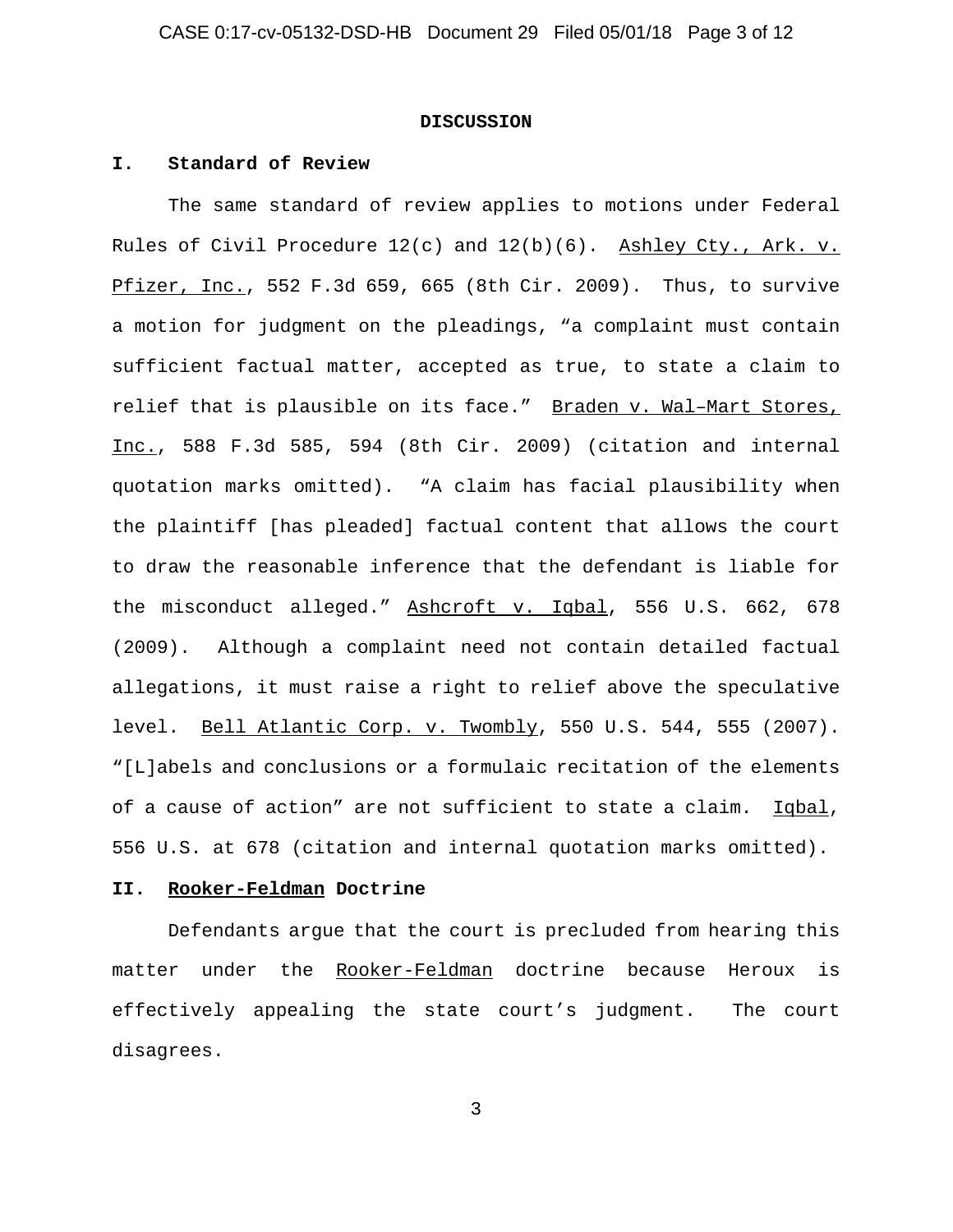## DISCUSSION

### I. Standard of Review

The same standard of review applies to motions under Federal Rules of Civil Procedure 12(c) and 12(b)(6). Ashley Cty., Ark. v. Pfizer, Inc., 552 F.3d 659, 665 (8th Cir. 2009). Thus, to survive a motion for judgment on the pleadings, "a complaint must contain sufficient factual matter, accepted as true, to state a claim to relief that is plausible on its face." Braden v. Wal–Mart Stores, Inc., 588 F.3d 585, 594 (8th Cir. 2009) (citation and internal quotation marks omitted). "A claim has facial plausibility when the plaintiff [has pleaded] factual content that allows the court to draw the reasonable inference that the defendant is liable for the misconduct alleged." Ashcroft v. Iqbal, 556 U.S. 662, 678 (2009). Although a complaint need not contain detailed factual allegations, it must raise a right to relief above the speculative level. Bell Atlantic Corp. v. Twombly, 550 U.S. 544, 555 (2007). "[L]abels and conclusions or a formulaic recitation of the elements of a cause of action" are not sufficient to state a claim. Iqbal, 556 U.S. at 678 (citation and internal quotation marks omitted).

### II. Rooker-Feldman Doctrine

Defendants argue that the court is precluded from hearing this matter under the Rooker-Feldman doctrine because Heroux is effectively appealing the state court's judgment. The court disagrees.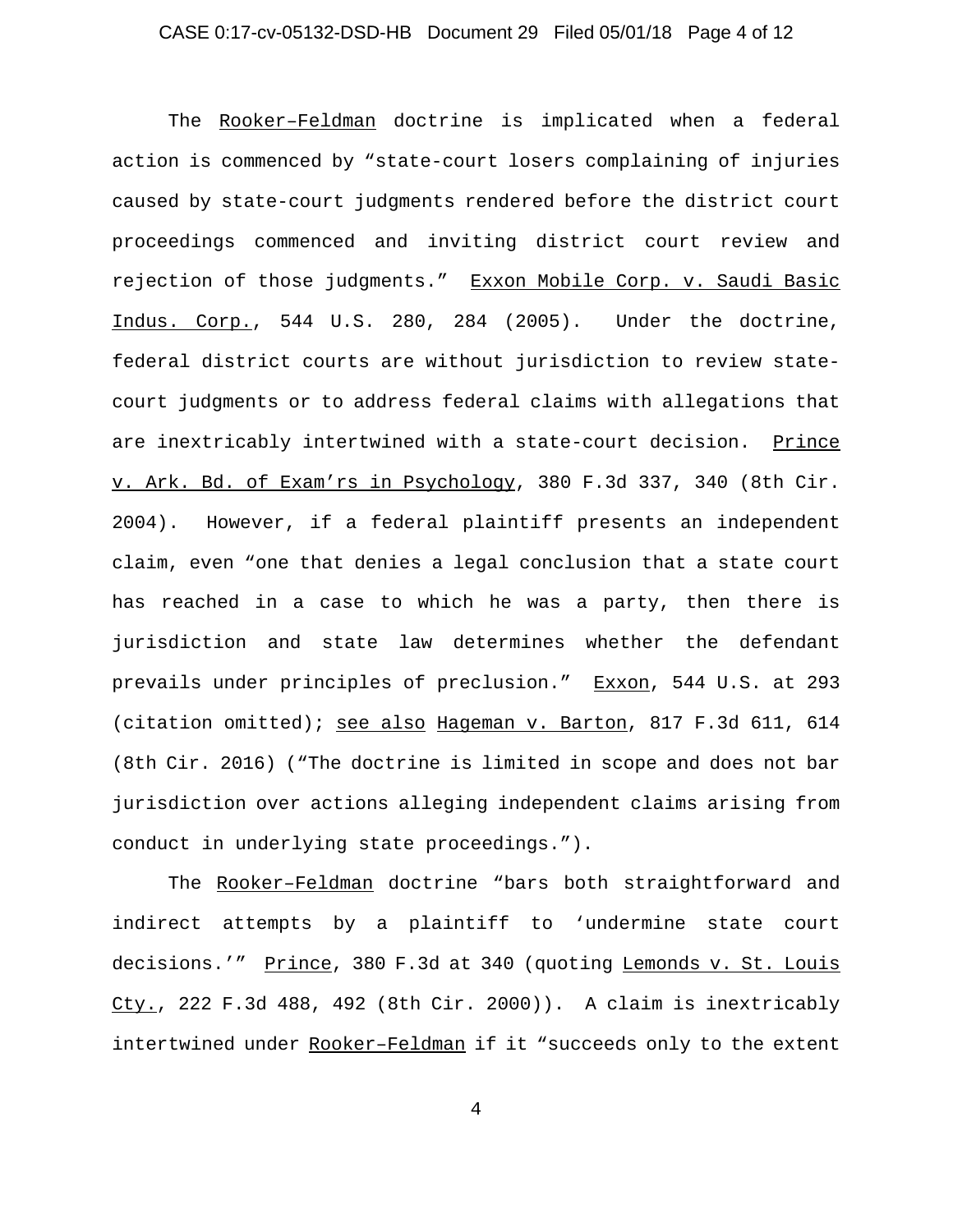The Rooker–Feldman doctrine is implicated when a federal action is commenced by "state-court losers complaining of injuries caused by state-court judgments rendered before the district court proceedings commenced and inviting district court review and rejection of those judgments." Exxon Mobile Corp. v. Saudi Basic Indus. Corp., 544 U.S. 280, 284 (2005). Under the doctrine, federal district courts are without jurisdiction to review state-court judgments or to address federal claims with allegations that are inextricably intertwined with a state-court decision. Prince v. Ark. Bd. of Exam'rs in Psychology, 380 F.3d 337, 340 (8th Cir. 2004). However, if a federal plaintiff presents an independent claim, even "one that denies a legal conclusion that a state court has reached in a case to which he was a party, then there is jurisdiction and state law determines whether the defendant prevails under principles of preclusion." Exxon, 544 U.S. at 293 (citation omitted); see also Hageman v. Barton, 817 F.3d 611, 614 (8th Cir. 2016) ("The doctrine is limited in scope and does not bar jurisdiction over actions alleging independent claims arising from conduct in underlying state proceedings.").

The Rooker–Feldman doctrine "bars both straightforward and indirect attempts by a plaintiff to 'undermine state court decisions.'" Prince, 380 F.3d at 340 (quoting Lemonds v. St. Louis Cty., 222 F.3d 488, 492 (8th Cir. 2000)). A claim is inextricably intertwined under Rooker–Feldman if it "succeeds only to the extent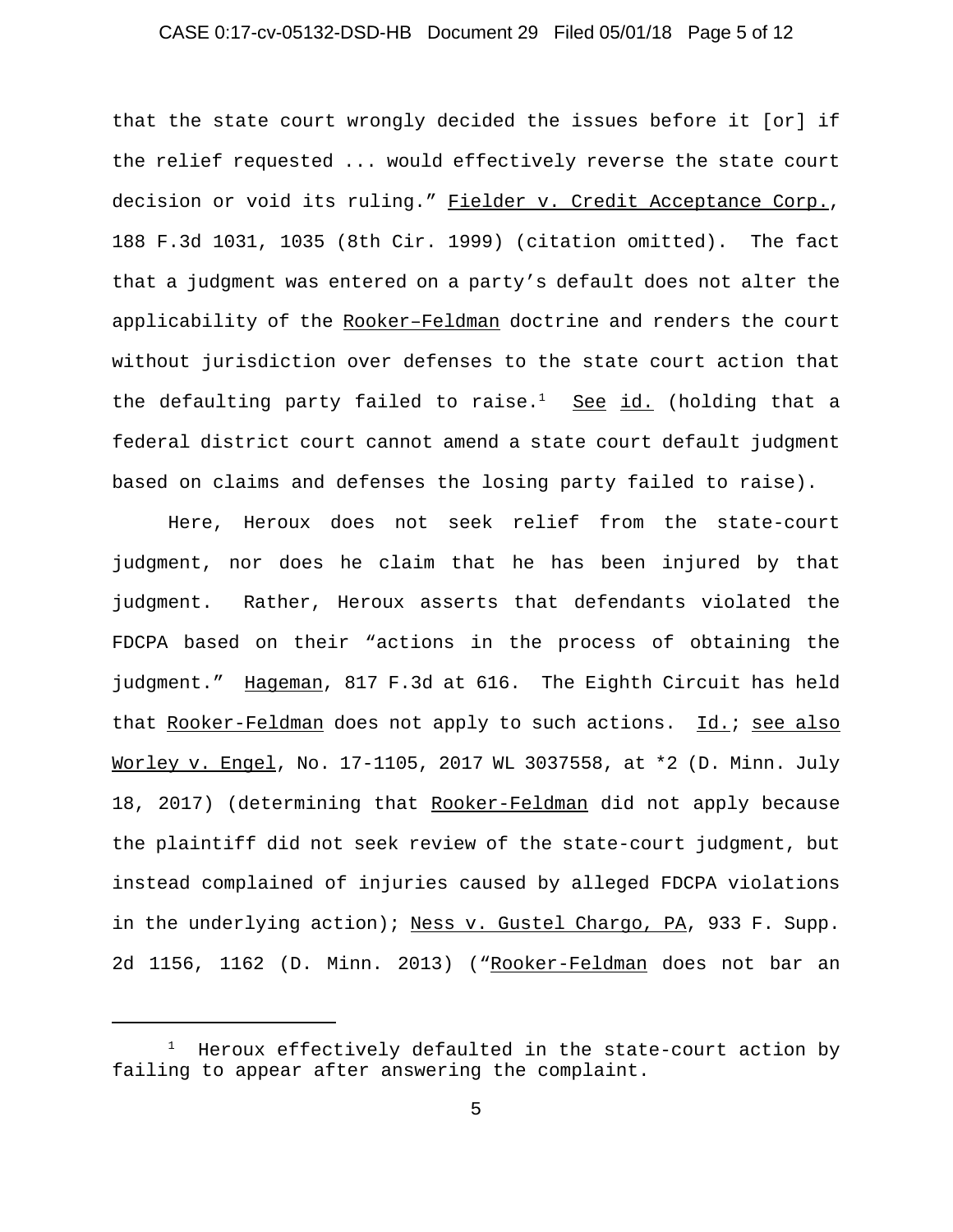that the state court wrongly decided the issues before it [or] if the relief requested ... would effectively reverse the state court decision or void its ruling." Fielder v. Credit Acceptance Corp., 188 F.3d 1031, 1035 (8th Cir. 1999) (citation omitted). The fact that a judgment was entered on a party's default does not alter the applicability of the Rooker–Feldman doctrine and renders the court without jurisdiction over defenses to the state court action that the defaulting party failed to raise.[1] See id. (holding that a federal district court cannot amend a state court default judgment based on claims and defenses the losing party failed to raise).

Here, Heroux does not seek relief from the state-court judgment, nor does he claim that he has been injured by that judgment. Rather, Heroux asserts that defendants violated the FDCPA based on their "actions in the process of obtaining the judgment." Hageman, 817 F.3d at 616. The Eighth Circuit has held that Rooker-Feldman does not apply to such actions. Id.; see also Worley v. Engel, No. 17-1105, 2017 WL 3037558, at *2 (D. Minn. July 18, 2017) (determining that Rooker-Feldman did not apply because the plaintiff did not seek review of the state-court judgment, but instead complained of injuries caused by alleged FDCPA violations in the underlying action); Ness v. Gustel Chargo, PA, 933 F. Supp. 2d 1156, 1162 (D. Minn. 2013) ("Rooker-Feldman does not bar an

---

[1] Heroux effectively defaulted in the state-court action by failing to appear after answering the complaint.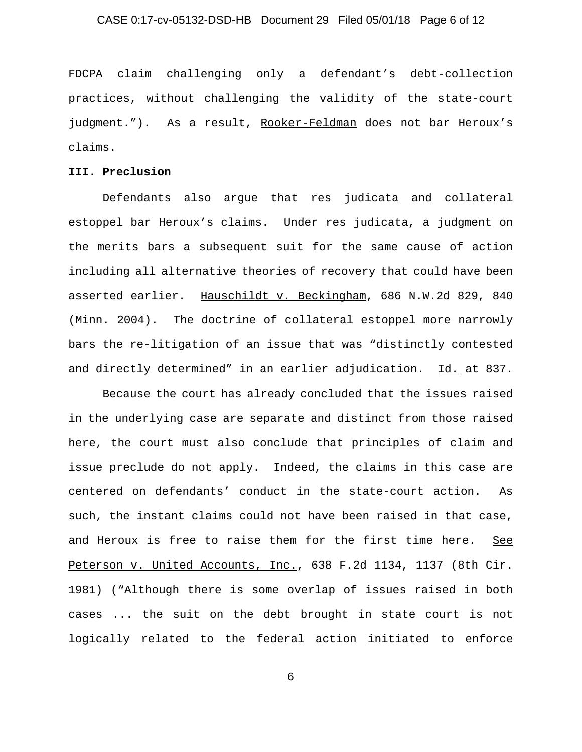FDCPA claim challenging only a defendant's debt-collection practices, without challenging the validity of the state-court judgment."). As a result, Rooker-Feldman does not bar Heroux's claims.

**III. Preclusion**

Defendants also argue that res judicata and collateral estoppel bar Heroux's claims. Under res judicata, a judgment on the merits bars a subsequent suit for the same cause of action including all alternative theories of recovery that could have been asserted earlier. Hauschildt v. Beckingham, 686 N.W.2d 829, 840 (Minn. 2004). The doctrine of collateral estoppel more narrowly bars the re-litigation of an issue that was "distinctly contested and directly determined" in an earlier adjudication. Id. at 837.

Because the court has already concluded that the issues raised in the underlying case are separate and distinct from those raised here, the court must also conclude that principles of claim and issue preclude do not apply. Indeed, the claims in this case are centered on defendants' conduct in the state-court action. As such, the instant claims could not have been raised in that case, and Heroux is free to raise them for the first time here. See Peterson v. United Accounts, Inc., 638 F.2d 1134, 1137 (8th Cir. 1981) ("Although there is some overlap of issues raised in both cases ... the suit on the debt brought in state court is not logically related to the federal action initiated to enforce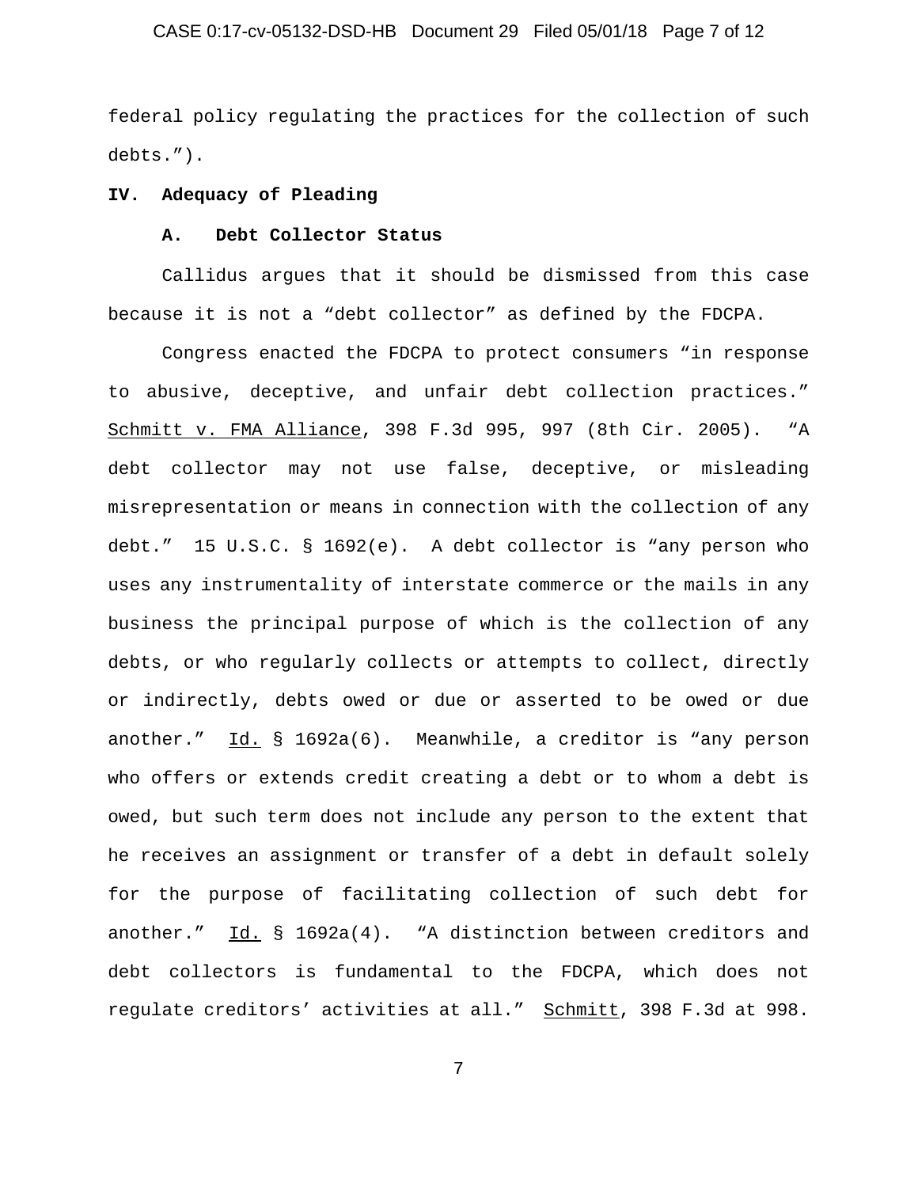federal policy regulating the practices for the collection of such debts.”).

## IV. Adequacy of Pleading

### A. Debt Collector Status

Callidus argues that it should be dismissed from this case because it is not a “debt collector” as defined by the FDCPA.

Congress enacted the FDCPA to protect consumers “in response to abusive, deceptive, and unfair debt collection practices.” Schmitt v. FMA Alliance, 398 F.3d 995, 997 (8th Cir. 2005). “A debt collector may not use false, deceptive, or misleading misrepresentation or means in connection with the collection of any debt.” 15 U.S.C. § 1692(e). A debt collector is “any person who uses any instrumentality of interstate commerce or the mails in any business the principal purpose of which is the collection of any debts, or who regularly collects or attempts to collect, directly or indirectly, debts owed or due or asserted to be owed or due another.” Id. § 1692a(6). Meanwhile, a creditor is “any person who offers or extends credit creating a debt or to whom a debt is owed, but such term does not include any person to the extent that he receives an assignment or transfer of a debt in default solely for the purpose of facilitating collection of such debt for another.” Id. § 1692a(4). “A distinction between creditors and debt collectors is fundamental to the FDCPA, which does not regulate creditors’ activities at all.” Schmitt, 398 F.3d at 998.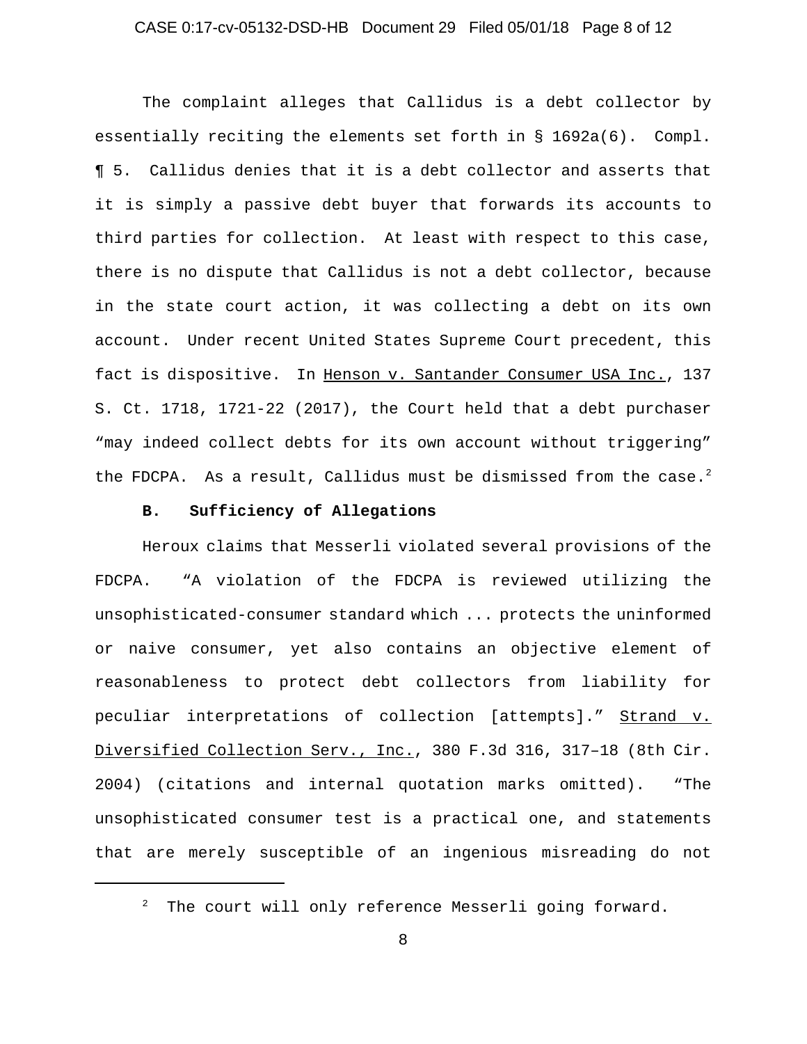The complaint alleges that Callidus is a debt collector by essentially reciting the elements set forth in § 1692a(6). Compl. ¶ 5. Callidus denies that it is a debt collector and asserts that it is simply a passive debt buyer that forwards its accounts to third parties for collection. At least with respect to this case, there is no dispute that Callidus is not a debt collector, because in the state court action, it was collecting a debt on its own account. Under recent United States Supreme Court precedent, this fact is dispositive. In Henson v. Santander Consumer USA Inc., 137 S. Ct. 1718, 1721-22 (2017), the Court held that a debt purchaser "may indeed collect debts for its own account without triggering" the FDCPA. As a result, Callidus must be dismissed from the case.[2]

**B. Sufficiency of Allegations**

Heroux claims that Messerli violated several provisions of the FDCPA. "A violation of the FDCPA is reviewed utilizing the unsophisticated-consumer standard which ... protects the uninformed or naive consumer, yet also contains an objective element of reasonableness to protect debt collectors from liability for peculiar interpretations of collection [attempts]." Strand v. Diversified Collection Serv., Inc., 380 F.3d 316, 317–18 (8th Cir. 2004) (citations and internal quotation marks omitted). "The unsophisticated consumer test is a practical one, and statements that are merely susceptible of an ingenious misreading do not

[2] The court will only reference Messerli going forward.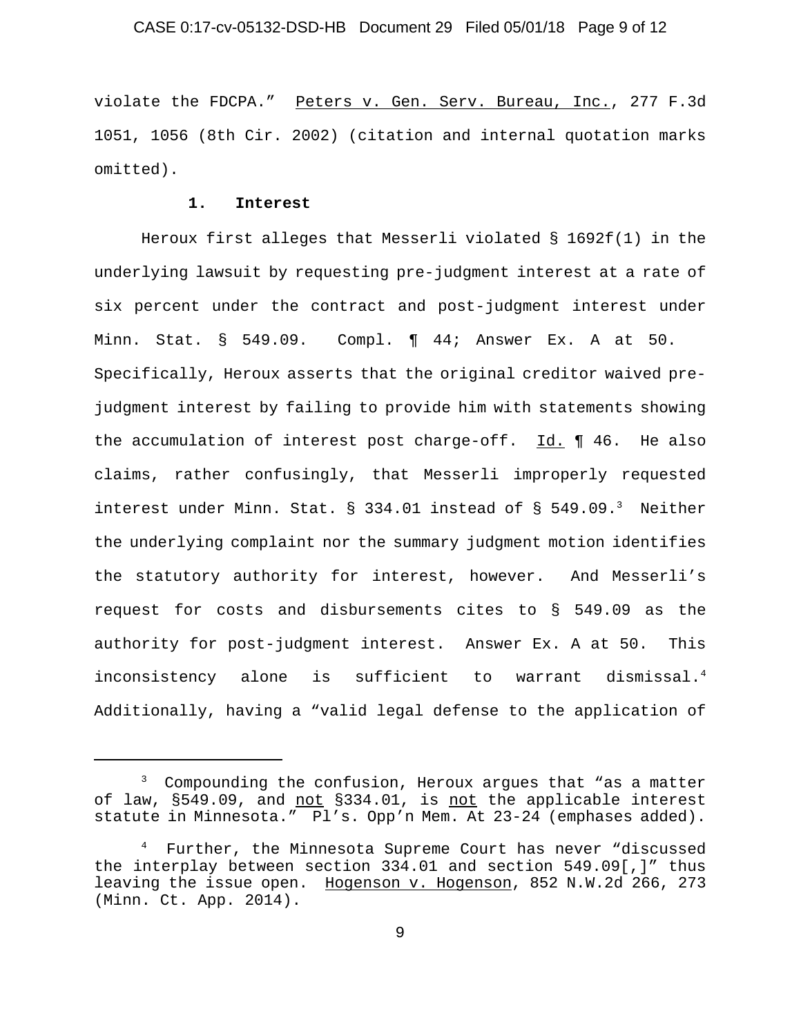violate the FDCPA." Peters v. Gen. Serv. Bureau, Inc., 277 F.3d 1051, 1056 (8th Cir. 2002) (citation and internal quotation marks omitted).

### 1. Interest

Heroux first alleges that Messerli violated § 1692f(1) in the underlying lawsuit by requesting pre-judgment interest at a rate of six percent under the contract and post-judgment interest under Minn. Stat. § 549.09. Compl. ¶ 44; Answer Ex. A at 50. Specifically, Heroux asserts that the original creditor waived pre-judgment interest by failing to provide him with statements showing the accumulation of interest post charge-off. Id. ¶ 46. He also claims, rather confusingly, that Messerli improperly requested interest under Minn. Stat. § 334.01 instead of § 549.09.[3] Neither the underlying complaint nor the summary judgment motion identifies the statutory authority for interest, however. And Messerli's request for costs and disbursements cites to § 549.09 as the authority for post-judgment interest. Answer Ex. A at 50. This inconsistency alone is sufficient to warrant dismissal.[4] Additionally, having a "valid legal defense to the application of

---

[3] Compounding the confusion, Heroux argues that "as a matter of law, §549.09, and not §334.01, is not the applicable interest statute in Minnesota." Pl's. Opp'n Mem. At 23-24 (emphases added).

[4] Further, the Minnesota Supreme Court has never "discussed the interplay between section 334.01 and section 549.09[,]" thus leaving the issue open. Hogenson v. Hogenson, 852 N.W.2d 266, 273 (Minn. Ct. App. 2014).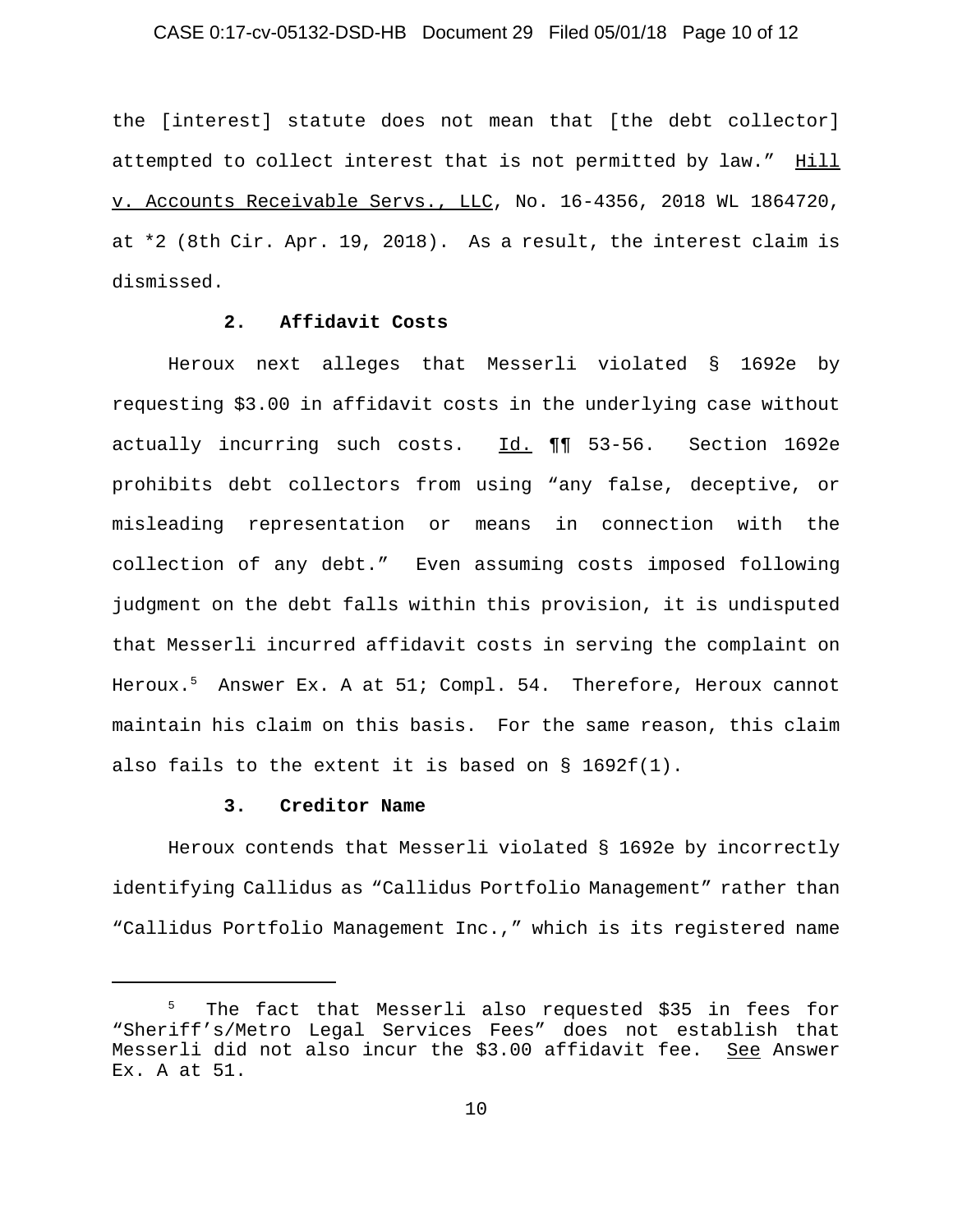the [interest] statute does not mean that [the debt collector] attempted to collect interest that is not permitted by law." Hill v. Accounts Receivable Servs., LLC, No. 16-4356, 2018 WL 1864720, at *2 (8th Cir. Apr. 19, 2018). As a result, the interest claim is dismissed.

**2. Affidavit Costs**

Heroux next alleges that Messerli violated § 1692e by requesting $3.00 in affidavit costs in the underlying case without actually incurring such costs. Id. ¶¶ 53-56. Section 1692e prohibits debt collectors from using "any false, deceptive, or misleading representation or means in connection with the collection of any debt." Even assuming costs imposed following judgment on the debt falls within this provision, it is undisputed that Messerli incurred affidavit costs in serving the complaint on Heroux.[5] Answer Ex. A at 51; Compl. 54. Therefore, Heroux cannot maintain his claim on this basis. For the same reason, this claim also fails to the extent it is based on § 1692f(1).

**3. Creditor Name**

Heroux contends that Messerli violated § 1692e by incorrectly identifying Callidus as "Callidus Portfolio Management" rather than "Callidus Portfolio Management Inc.," which is its registered name

---

[5] The fact that Messerli also requested $35 in fees for "Sheriff's/Metro Legal Services Fees" does not establish that Messerli did not also incur the $3.00 affidavit fee. See Answer Ex. A at 51.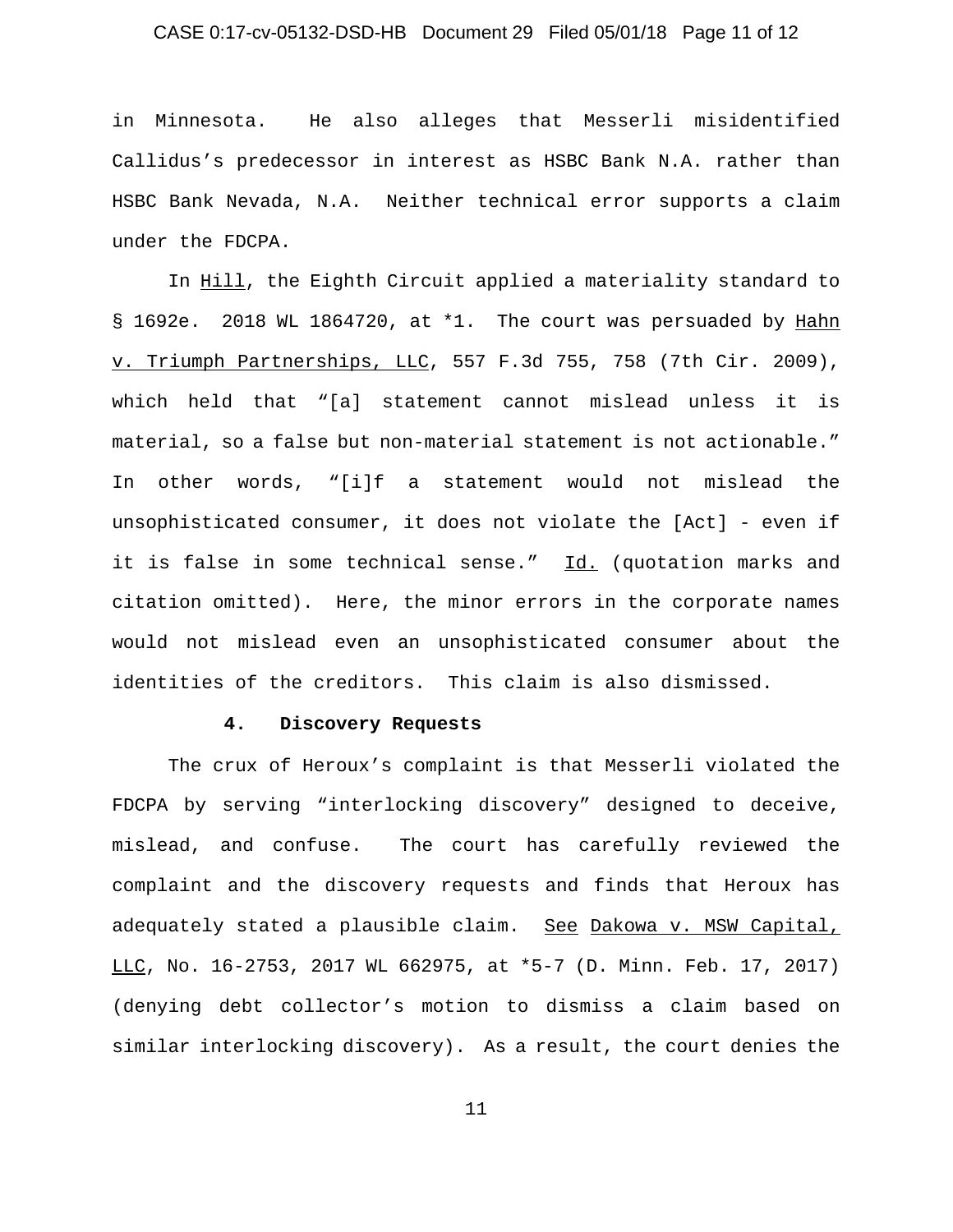in Minnesota. He also alleges that Messerli misidentified Callidus's predecessor in interest as HSBC Bank N.A. rather than HSBC Bank Nevada, N.A. Neither technical error supports a claim under the FDCPA.

In Hill, the Eighth Circuit applied a materiality standard to § 1692e. 2018 WL 1864720, at *1. The court was persuaded by Hahn v. Triumph Partnerships, LLC, 557 F.3d 755, 758 (7th Cir. 2009), which held that "[a] statement cannot mislead unless it is material, so a false but non-material statement is not actionable." In other words, "[i]f a statement would not mislead the unsophisticated consumer, it does not violate the [Act] - even if it is false in some technical sense." Id. (quotation marks and citation omitted). Here, the minor errors in the corporate names would not mislead even an unsophisticated consumer about the identities of the creditors. This claim is also dismissed.

**4. Discovery Requests**

The crux of Heroux's complaint is that Messerli violated the FDCPA by serving "interlocking discovery" designed to deceive, mislead, and confuse. The court has carefully reviewed the complaint and the discovery requests and finds that Heroux has adequately stated a plausible claim. See Dakowa v. MSW Capital, LLC, No. 16-2753, 2017 WL 662975, at *5-7 (D. Minn. Feb. 17, 2017) (denying debt collector's motion to dismiss a claim based on similar interlocking discovery). As a result, the court denies the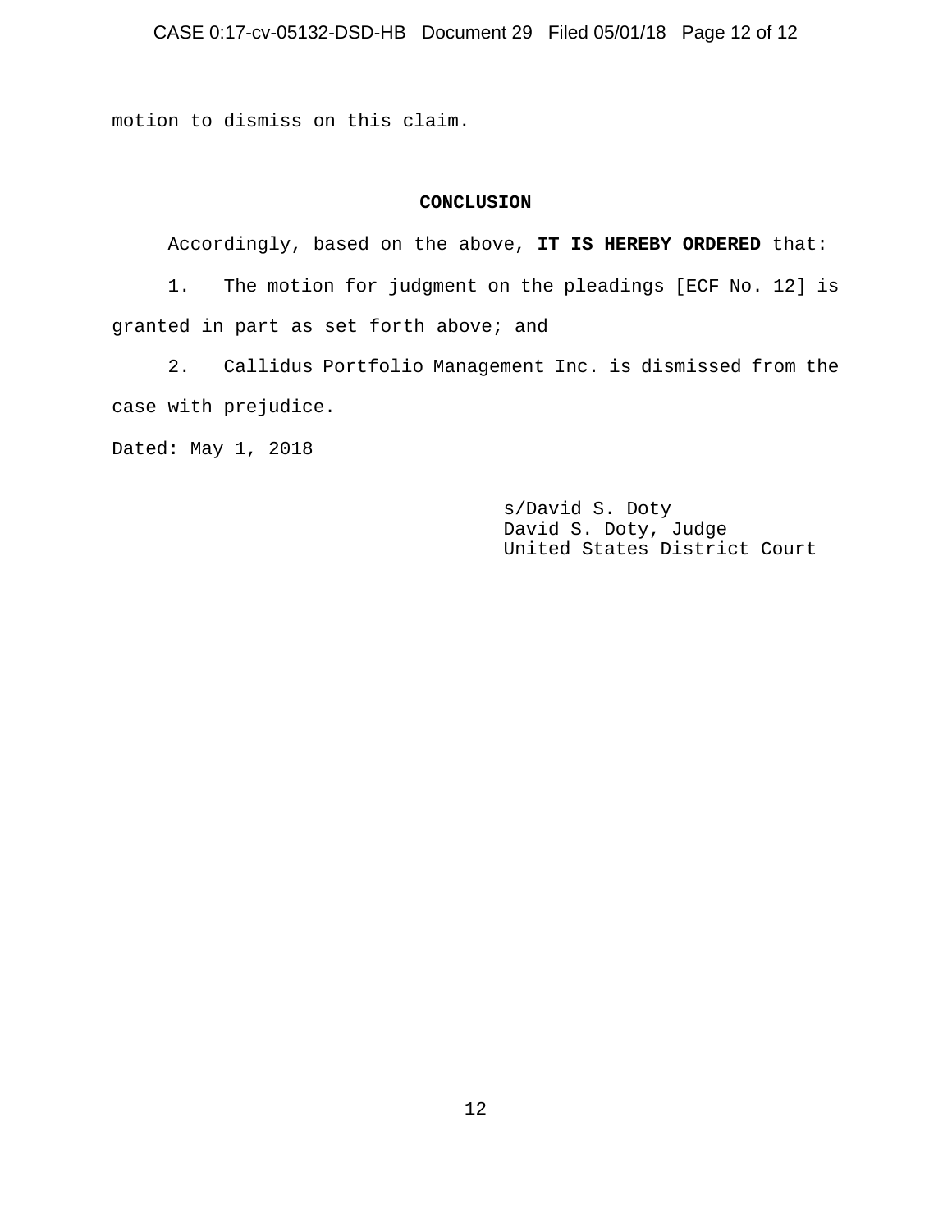motion to dismiss on this claim.

**CONCLUSION**

Accordingly, based on the above, **IT IS HEREBY ORDERED** that:

1. The motion for judgment on the pleadings [ECF No. 12] is granted in part as set forth above; and

2. Callidus Portfolio Management Inc. is dismissed from the case with prejudice.

Dated: May 1, 2018

s/David S. Doty
David S. Doty, Judge
United States District Court